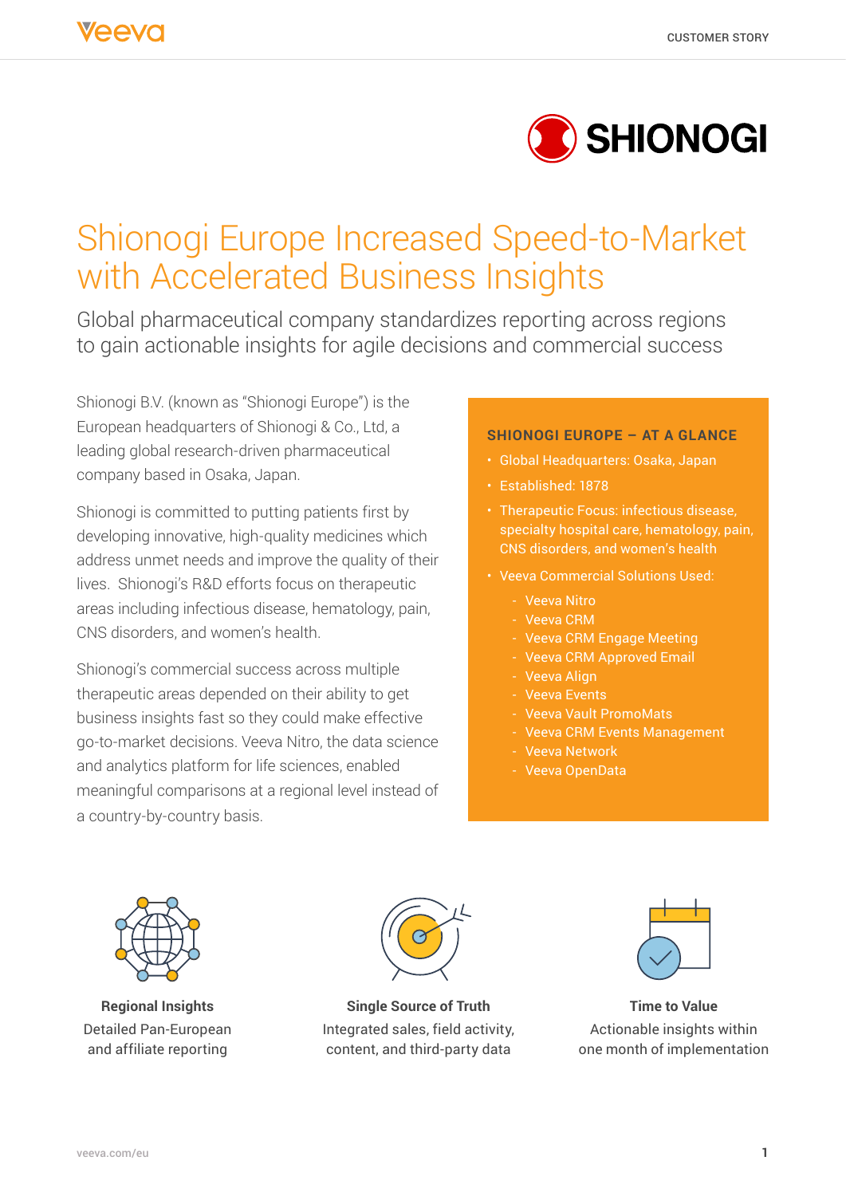# Shionogi Europe Increased Speed-to-Market with Accelerated Business Insights

Global pharmaceutical company standardizes reporting across regions to gain actionable insights for agile decisions and commercial success

Shionogi B.V. (known as "Shionogi Europe") is the European headquarters of Shionogi & Co., Ltd, a leading global research-driven pharmaceutical company based in Osaka, Japan.

Shionogi is committed to putting patients first by developing innovative, high-quality medicines which address unmet needs and improve the quality of their lives. Shionogi's R&D efforts focus on therapeutic areas including infectious disease, hematology, pain, CNS disorders, and women's health.

Shionogi's commercial success across multiple therapeutic areas depended on their ability to get business insights fast so they could make effective go-to-market decisions. Veeva Nitro, the data science and analytics platform for life sciences, enabled meaningful comparisons at a regional level instead of a country-by-country basis.

**SHIONOGI EUROPE – AT A GLANCE**

- Global Headquarters: Osaka, Japan
- Established: 1878
- Therapeutic Focus: infectious disease, specialty hospital care, hematology, pain, CNS disorders, and women's health
- Veeva Commercial Solutions Used:
  - Veeva Nitro
  - Veeva CRM
  - Veeva CRM Engage Meeting
  - Veeva CRM Approved Email
  - Veeva Align
  - Veeva Events
  - Veeva Vault PromoMats
  - Veeva CRM Events Management
  - Veeva Network
  - Veeva OpenData

**Regional Insights**
Detailed Pan-European and affiliate reporting

**Single Source of Truth**
Integrated sales, field activity, content, and third-party data

**Time to Value**
Actionable insights within one month of implementation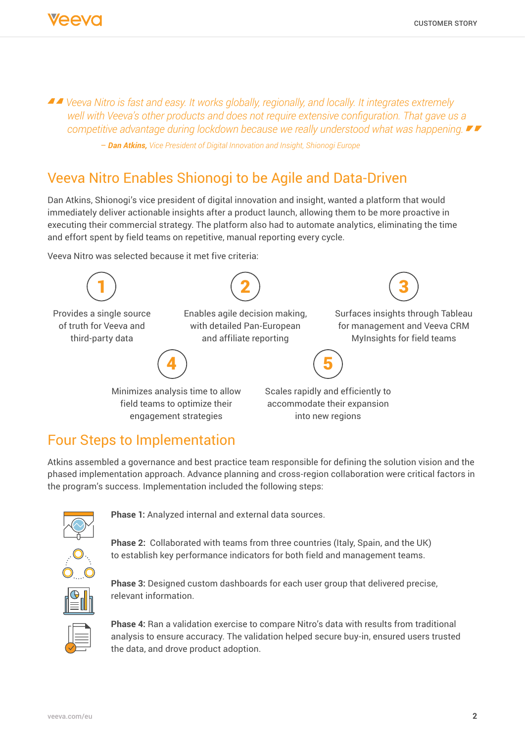> *Veeva Nitro is fast and easy. It works globally, regionally, and locally. It integrates extremely well with Veeva's other products and does not require extensive configuration. That gave us a competitive advantage during lockdown because we really understood what was happening.*
>
> *– **Dan Atkins,** Vice President of Digital Innovation and Insight, Shionogi Europe*

## Veeva Nitro Enables Shionogi to be Agile and Data-Driven

Dan Atkins, Shionogi's vice president of digital innovation and insight, wanted a platform that would immediately deliver actionable insights after a product launch, allowing them to be more proactive in executing their commercial strategy. The platform also had to automate analytics, eliminating the time and effort spent by field teams on repetitive, manual reporting every cycle.

Veeva Nitro was selected because it met five criteria:

1. Provides a single source of truth for Veeva and third-party data
2. Enables agile decision making, with detailed Pan-European and affiliate reporting
3. Surfaces insights through Tableau for management and Veeva CRM MyInsights for field teams
4. Minimizes analysis time to allow field teams to optimize their engagement strategies
5. Scales rapidly and efficiently to accommodate their expansion into new regions

## Four Steps to Implementation

Atkins assembled a governance and best practice team responsible for defining the solution vision and the phased implementation approach. Advance planning and cross-region collaboration were critical factors in the program's success. Implementation included the following steps:

**Phase 1:** Analyzed internal and external data sources.

**Phase 2:** Collaborated with teams from three countries (Italy, Spain, and the UK) to establish key performance indicators for both field and management teams.

**Phase 3:** Designed custom dashboards for each user group that delivered precise, relevant information.

**Phase 4:** Ran a validation exercise to compare Nitro's data with results from traditional analysis to ensure accuracy. The validation helped secure buy-in, ensured users trusted the data, and drove product adoption.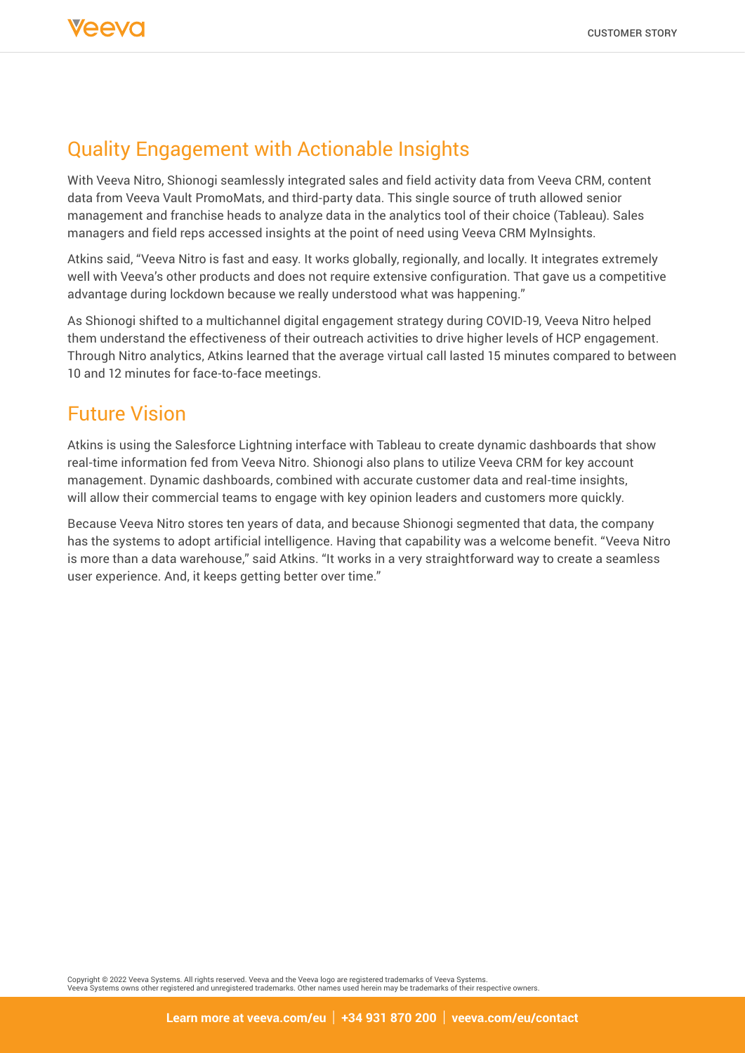## Quality Engagement with Actionable Insights

With Veeva Nitro, Shionogi seamlessly integrated sales and field activity data from Veeva CRM, content data from Veeva Vault PromoMats, and third-party data. This single source of truth allowed senior management and franchise heads to analyze data in the analytics tool of their choice (Tableau). Sales managers and field reps accessed insights at the point of need using Veeva CRM MyInsights.

Atkins said, "Veeva Nitro is fast and easy. It works globally, regionally, and locally. It integrates extremely well with Veeva's other products and does not require extensive configuration. That gave us a competitive advantage during lockdown because we really understood what was happening."

As Shionogi shifted to a multichannel digital engagement strategy during COVID-19, Veeva Nitro helped them understand the effectiveness of their outreach activities to drive higher levels of HCP engagement. Through Nitro analytics, Atkins learned that the average virtual call lasted 15 minutes compared to between 10 and 12 minutes for face-to-face meetings.

## Future Vision

Atkins is using the Salesforce Lightning interface with Tableau to create dynamic dashboards that show real-time information fed from Veeva Nitro. Shionogi also plans to utilize Veeva CRM for key account management. Dynamic dashboards, combined with accurate customer data and real-time insights, will allow their commercial teams to engage with key opinion leaders and customers more quickly.

Because Veeva Nitro stores ten years of data, and because Shionogi segmented that data, the company has the systems to adopt artificial intelligence. Having that capability was a welcome benefit. "Veeva Nitro is more than a data warehouse," said Atkins. "It works in a very straightforward way to create a seamless user experience. And, it keeps getting better over time."

Copyright © 2022 Veeva Systems. All rights reserved. Veeva and the Veeva logo are registered trademarks of Veeva Systems. Veeva Systems owns other registered and unregistered trademarks. Other names used herein may be trademarks of their respective owners.

**Learn more at veeva.com/eu | +34 931 870 200 | veeva.com/eu/contact**